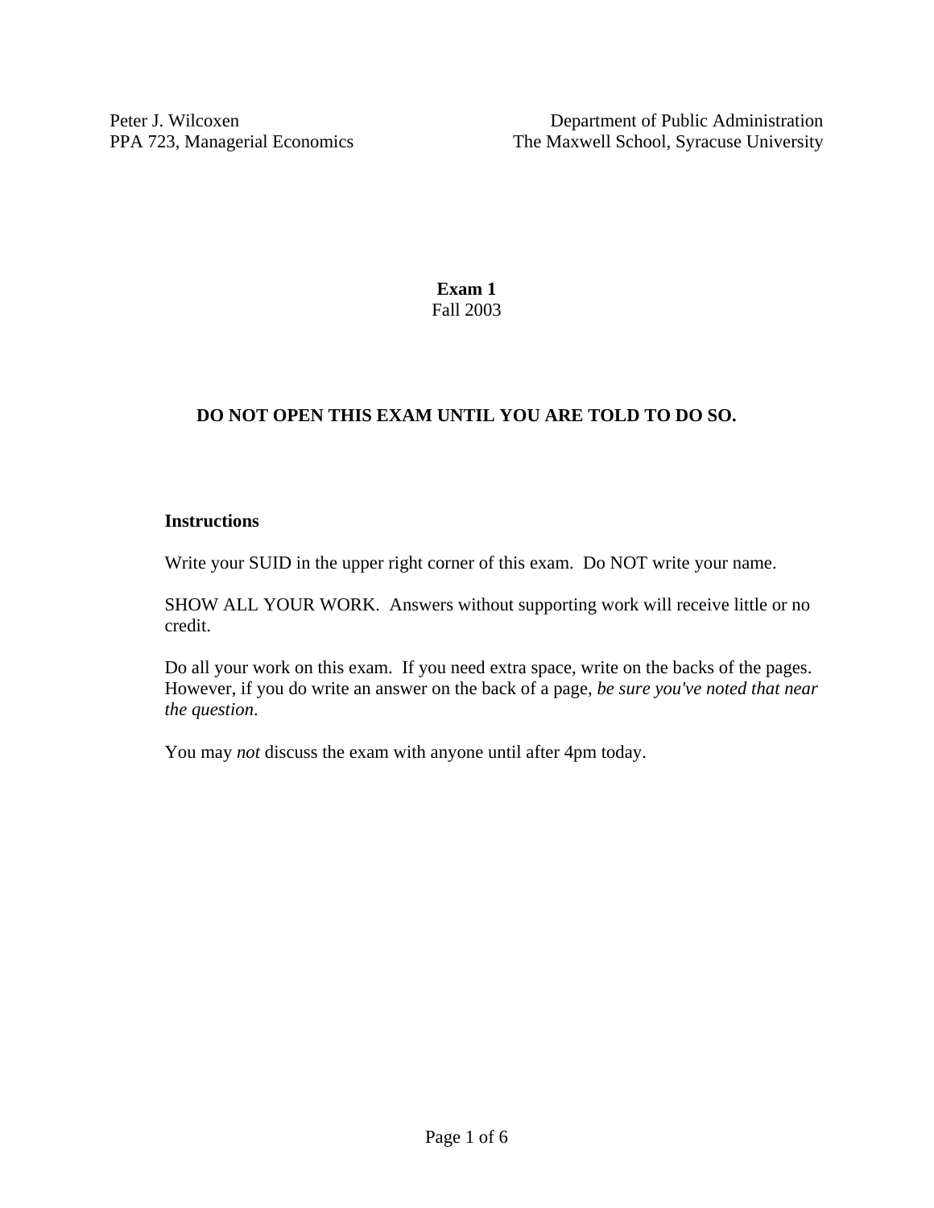Peter J. Wilcoxen
PPA 723, Managerial Economics

Department of Public Administration
The Maxwell School, Syracuse University

**Exam 1**
Fall 2003

**DO NOT OPEN THIS EXAM UNTIL YOU ARE TOLD TO DO SO.**

**Instructions**

Write your SUID in the upper right corner of this exam. Do NOT write your name.

SHOW ALL YOUR WORK. Answers without supporting work will receive little or no credit.

Do all your work on this exam. If you need extra space, write on the backs of the pages. However, if you do write an answer on the back of a page, *be sure you've noted that near the question*.

You may *not* discuss the exam with anyone until after 4pm today.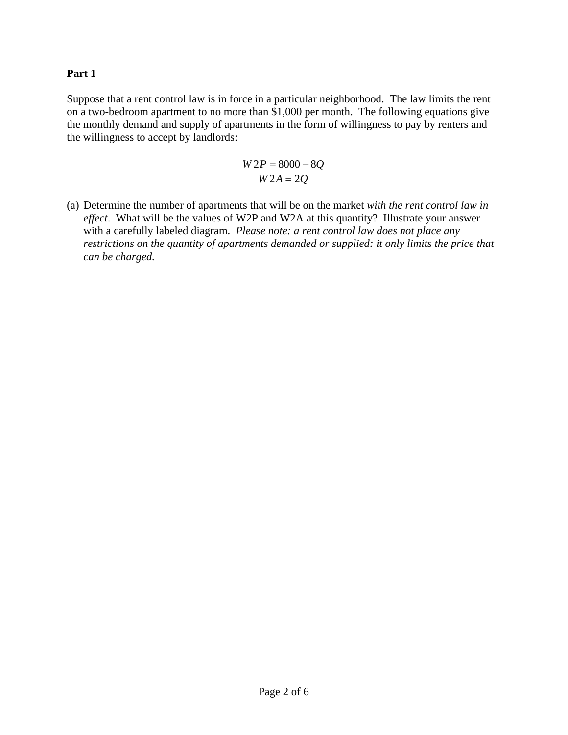**Part 1**

Suppose that a rent control law is in force in a particular neighborhood. The law limits the rent on a two-bedroom apartment to no more than $1,000 per month. The following equations give the monthly demand and supply of apartments in the form of willingness to pay by renters and the willingness to accept by landlords:

$$W2P = 8000 - 8Q$$
$$W2A = 2Q$$

(a) Determine the number of apartments that will be on the market *with the rent control law in effect*. What will be the values of W2P and W2A at this quantity? Illustrate your answer with a carefully labeled diagram. *Please note: a rent control law does not place any restrictions on the quantity of apartments demanded or supplied: it only limits the price that can be charged.*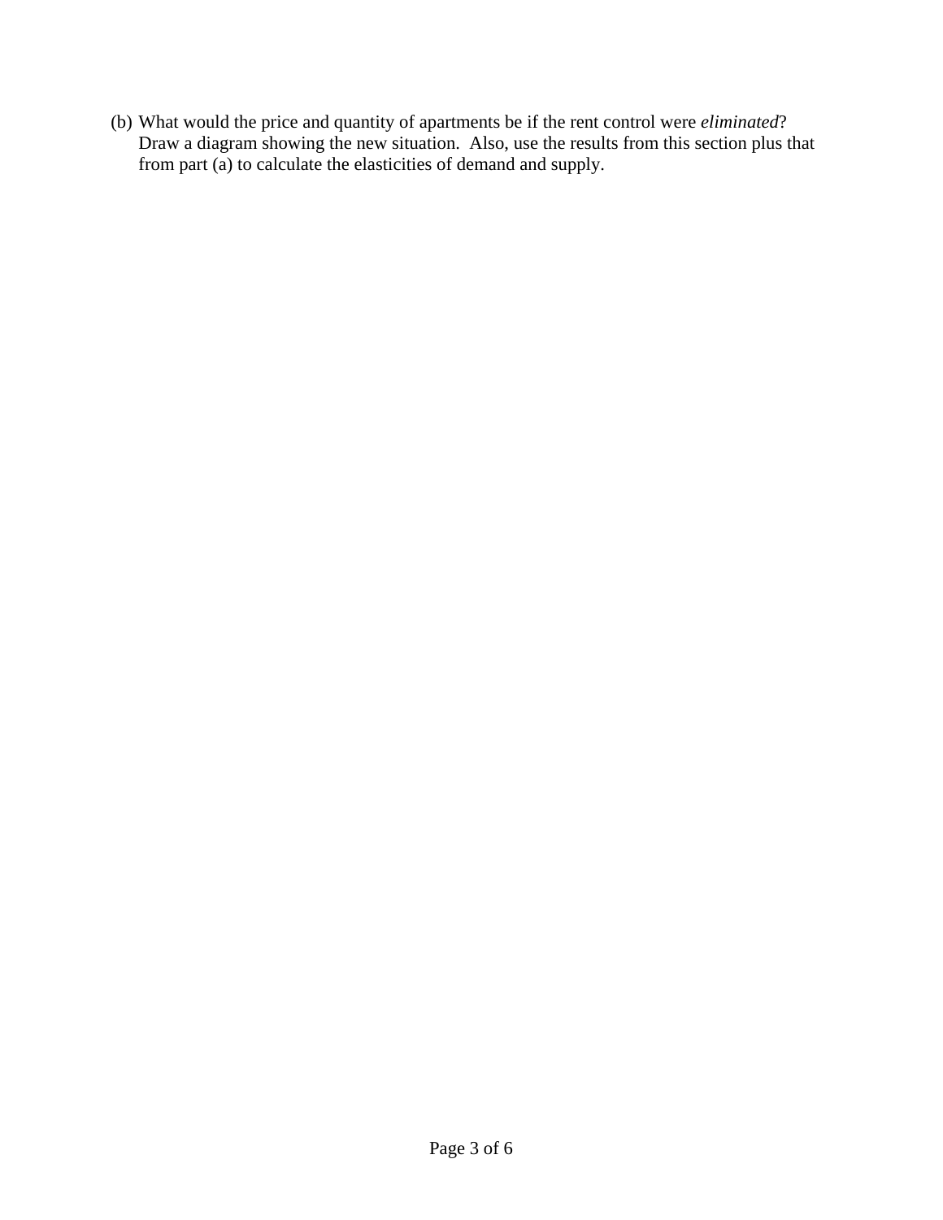(b) What would the price and quantity of apartments be if the rent control were *eliminated*? Draw a diagram showing the new situation. Also, use the results from this section plus that from part (a) to calculate the elasticities of demand and supply.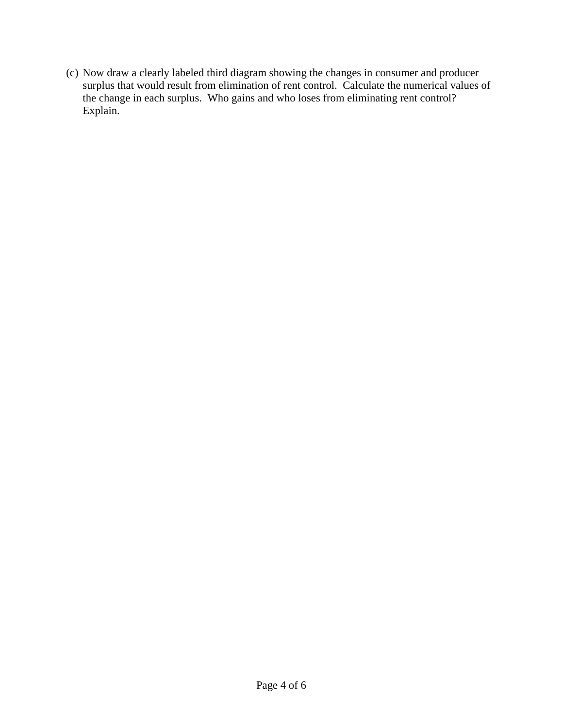(c) Now draw a clearly labeled third diagram showing the changes in consumer and producer surplus that would result from elimination of rent control. Calculate the numerical values of the change in each surplus. Who gains and who loses from eliminating rent control? Explain.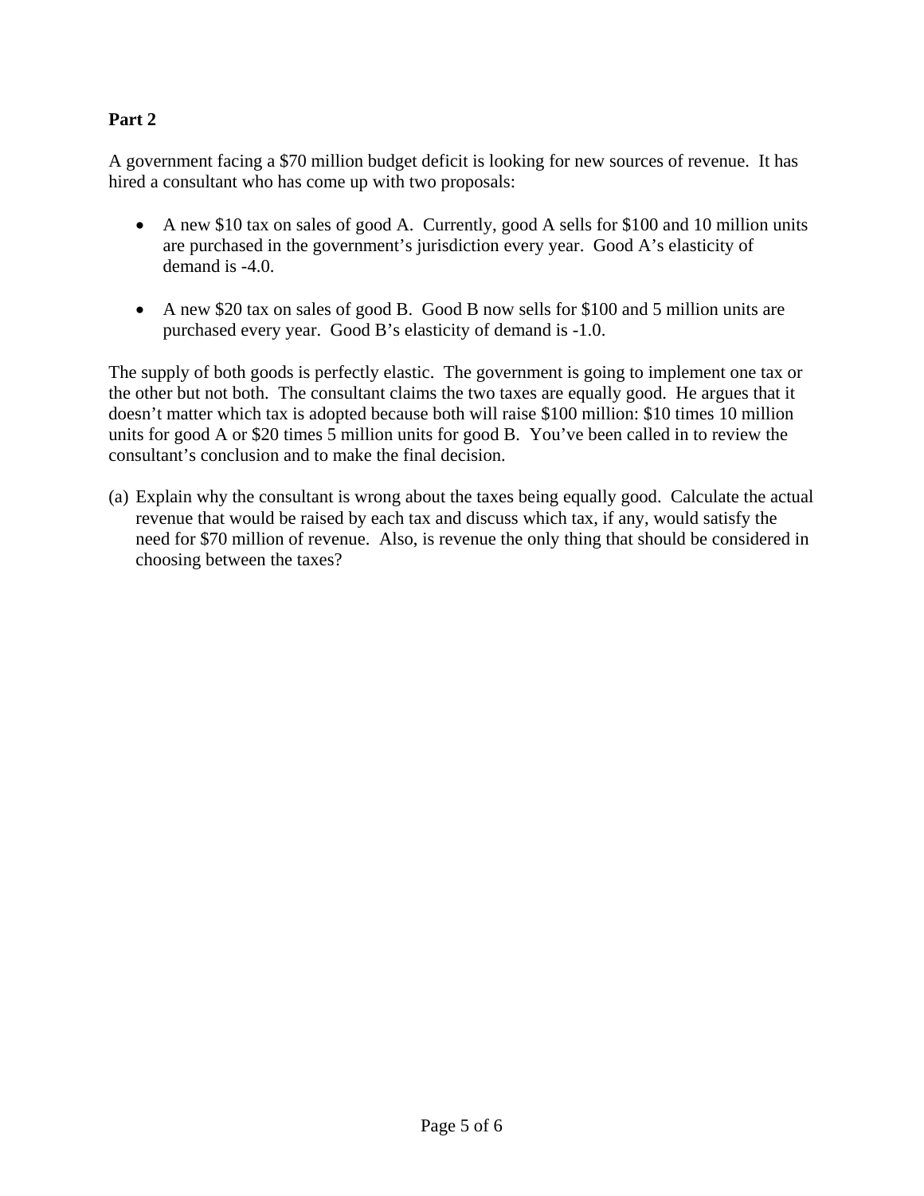**Part 2**

A government facing a \$70 million budget deficit is looking for new sources of revenue. It has hired a consultant who has come up with two proposals:

- A new \$10 tax on sales of good A. Currently, good A sells for \$100 and 10 million units are purchased in the government's jurisdiction every year. Good A's elasticity of demand is -4.0.

- A new \$20 tax on sales of good B. Good B now sells for \$100 and 5 million units are purchased every year. Good B's elasticity of demand is -1.0.

The supply of both goods is perfectly elastic. The government is going to implement one tax or the other but not both. The consultant claims the two taxes are equally good. He argues that it doesn't matter which tax is adopted because both will raise \$100 million: \$10 times 10 million units for good A or \$20 times 5 million units for good B. You've been called in to review the consultant's conclusion and to make the final decision.

(a) Explain why the consultant is wrong about the taxes being equally good. Calculate the actual revenue that would be raised by each tax and discuss which tax, if any, would satisfy the need for \$70 million of revenue. Also, is revenue the only thing that should be considered in choosing between the taxes?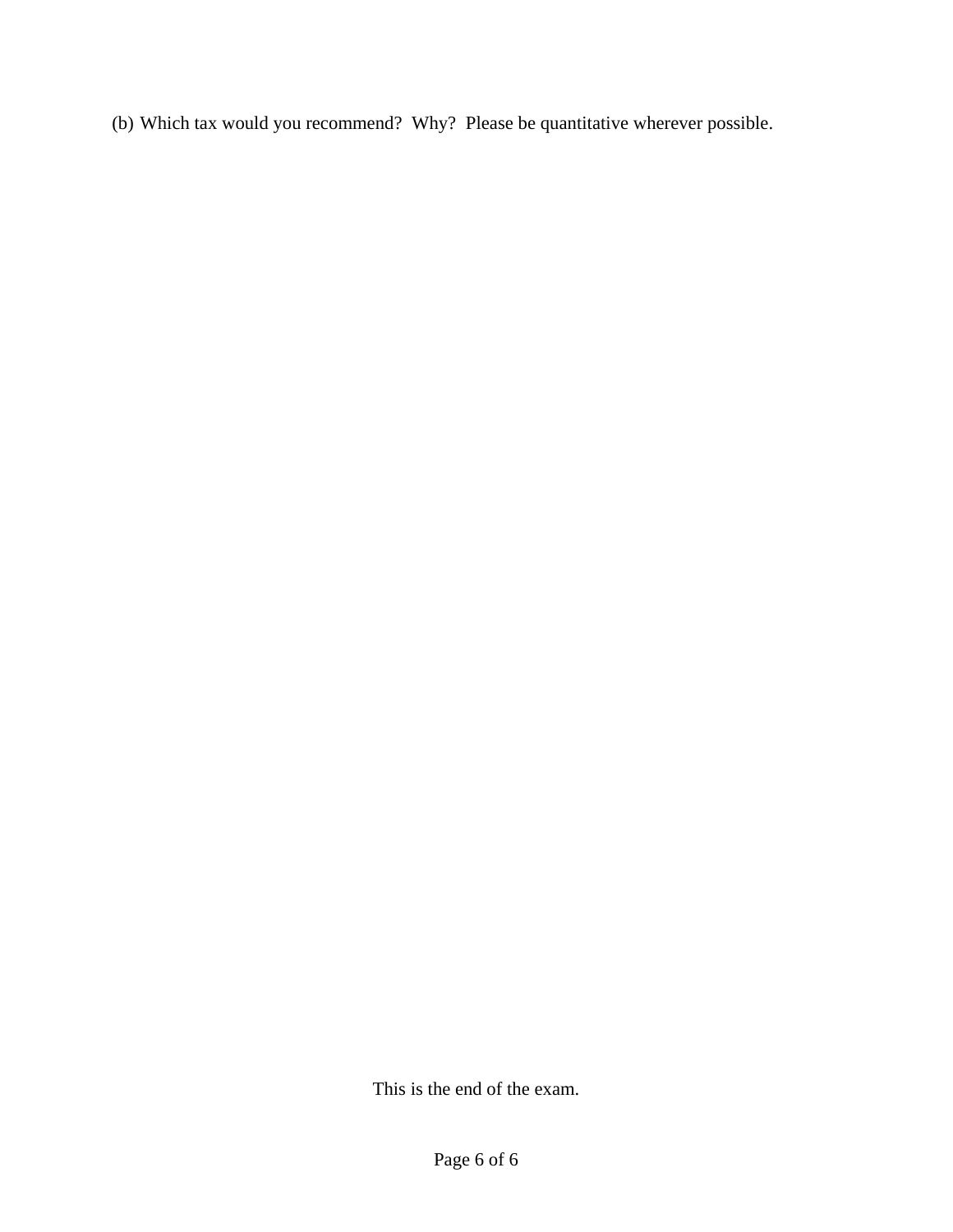(b) Which tax would you recommend? Why? Please be quantitative wherever possible.

This is the end of the exam.